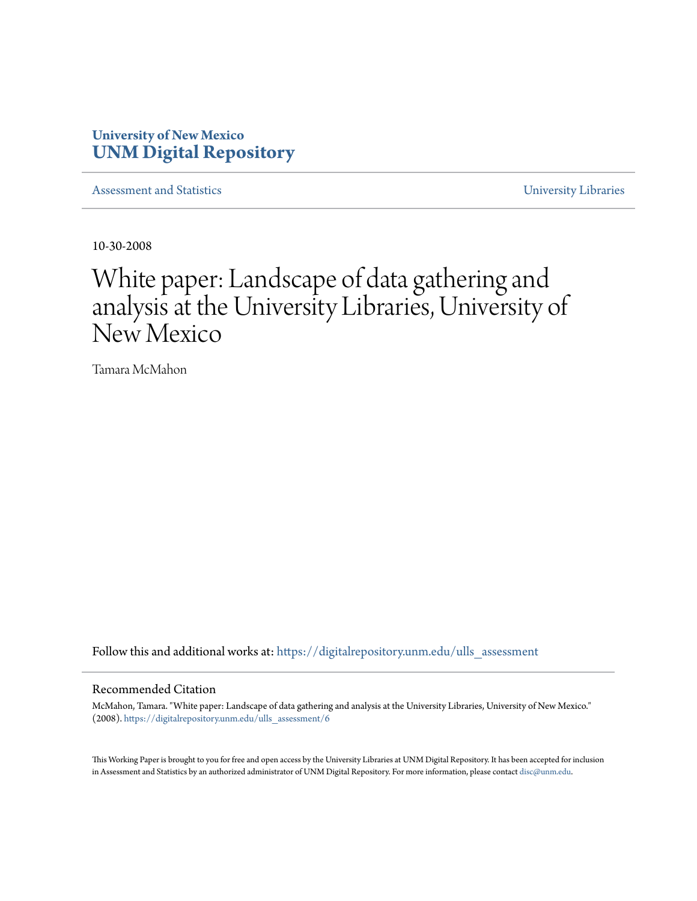**University of New Mexico**
**UNM Digital Repository**

Assessment and Statistics — University Libraries

10-30-2008

# White paper: Landscape of data gathering and analysis at the University Libraries, University of New Mexico

Tamara McMahon

Follow this and additional works at: https://digitalrepository.unm.edu/ulls_assessment

## Recommended Citation

McMahon, Tamara. "White paper: Landscape of data gathering and analysis at the University Libraries, University of New Mexico." (2008). https://digitalrepository.unm.edu/ulls_assessment/6

This Working Paper is brought to you for free and open access by the University Libraries at UNM Digital Repository. It has been accepted for inclusion in Assessment and Statistics by an authorized administrator of UNM Digital Repository. For more information, please contact disc@unm.edu.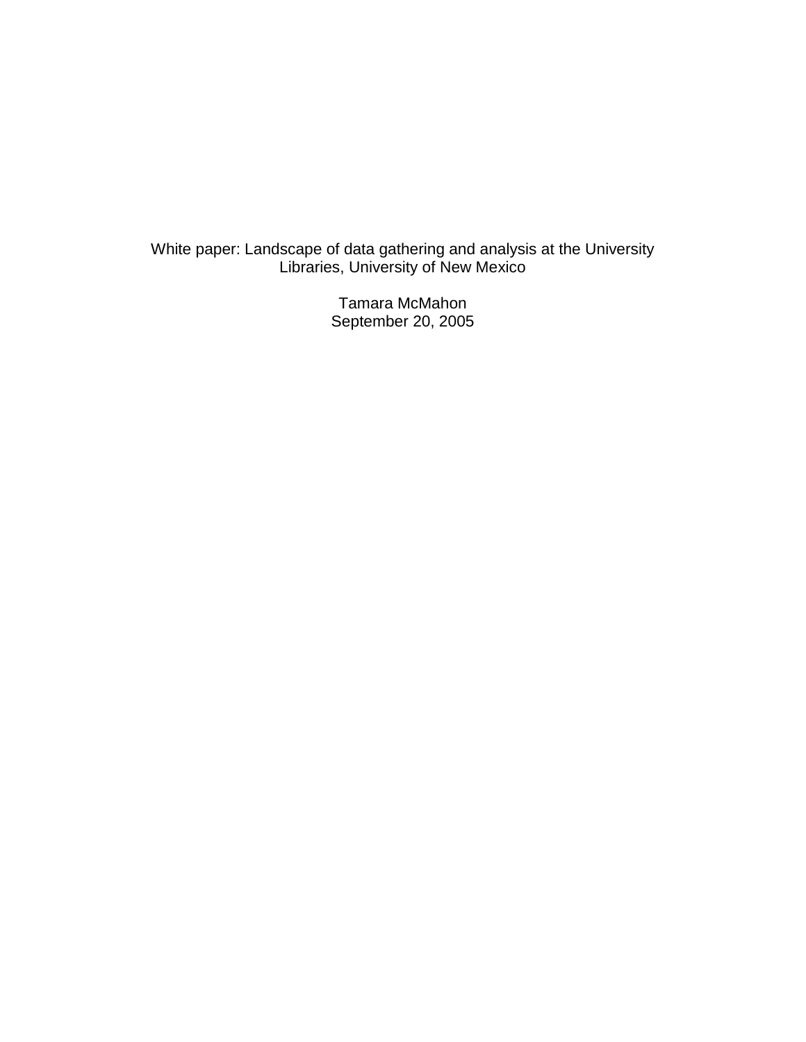White paper: Landscape of data gathering and analysis at the University Libraries, University of New Mexico

Tamara McMahon
September 20, 2005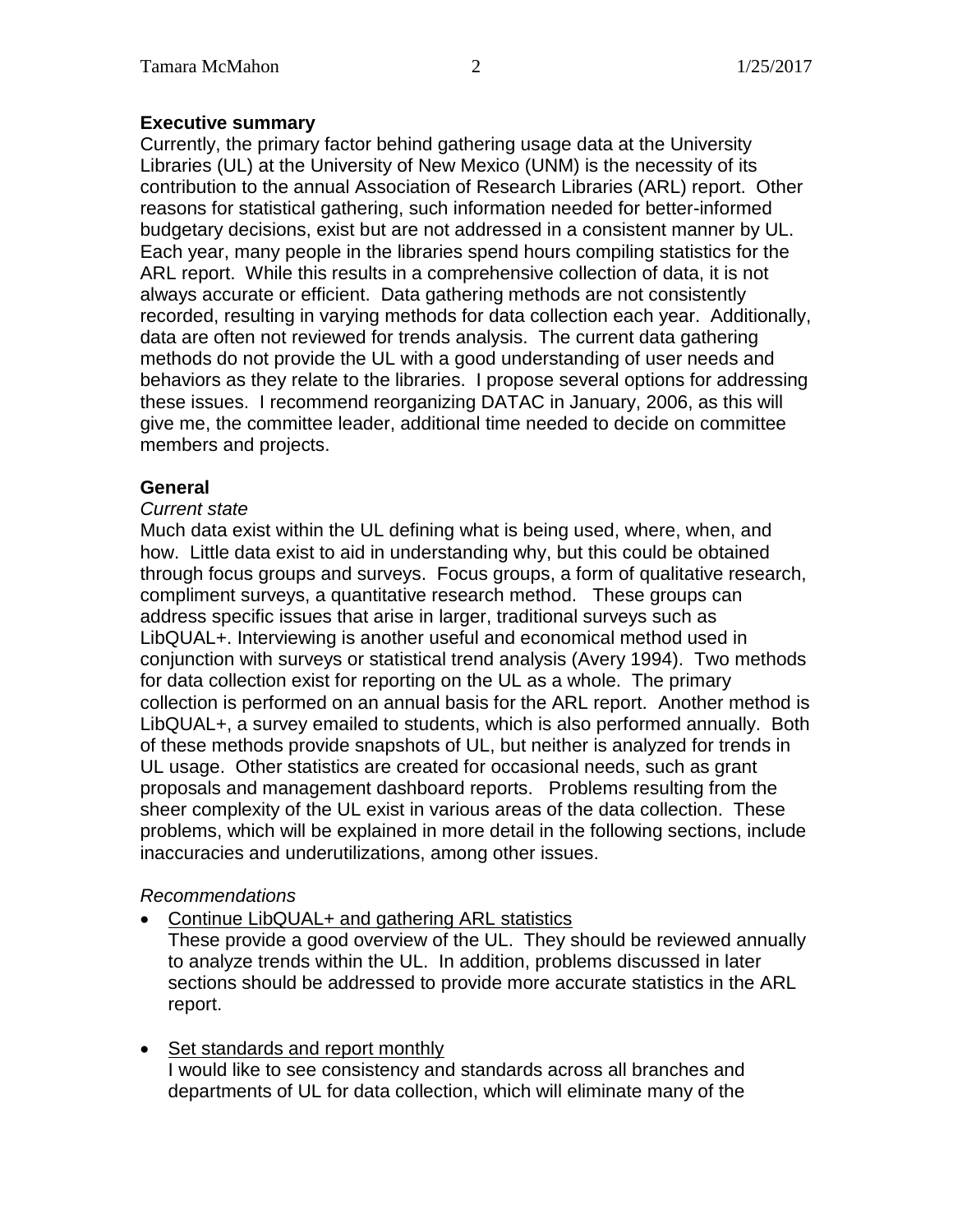**Executive summary**

Currently, the primary factor behind gathering usage data at the University Libraries (UL) at the University of New Mexico (UNM) is the necessity of its contribution to the annual Association of Research Libraries (ARL) report. Other reasons for statistical gathering, such information needed for better-informed budgetary decisions, exist but are not addressed in a consistent manner by UL. Each year, many people in the libraries spend hours compiling statistics for the ARL report. While this results in a comprehensive collection of data, it is not always accurate or efficient. Data gathering methods are not consistently recorded, resulting in varying methods for data collection each year. Additionally, data are often not reviewed for trends analysis. The current data gathering methods do not provide the UL with a good understanding of user needs and behaviors as they relate to the libraries. I propose several options for addressing these issues. I recommend reorganizing DATAC in January, 2006, as this will give me, the committee leader, additional time needed to decide on committee members and projects.

**General**

*Current state*

Much data exist within the UL defining what is being used, where, when, and how. Little data exist to aid in understanding why, but this could be obtained through focus groups and surveys. Focus groups, a form of qualitative research, compliment surveys, a quantitative research method. These groups can address specific issues that arise in larger, traditional surveys such as LibQUAL+. Interviewing is another useful and economical method used in conjunction with surveys or statistical trend analysis (Avery 1994). Two methods for data collection exist for reporting on the UL as a whole. The primary collection is performed on an annual basis for the ARL report. Another method is LibQUAL+, a survey emailed to students, which is also performed annually. Both of these methods provide snapshots of UL, but neither is analyzed for trends in UL usage. Other statistics are created for occasional needs, such as grant proposals and management dashboard reports. Problems resulting from the sheer complexity of the UL exist in various areas of the data collection. These problems, which will be explained in more detail in the following sections, include inaccuracies and underutilizations, among other issues.

*Recommendations*

- <u>Continue LibQUAL+ and gathering ARL statistics</u>
  These provide a good overview of the UL. They should be reviewed annually to analyze trends within the UL. In addition, problems discussed in later sections should be addressed to provide more accurate statistics in the ARL report.

- <u>Set standards and report monthly</u>
  I would like to see consistency and standards across all branches and departments of UL for data collection, which will eliminate many of the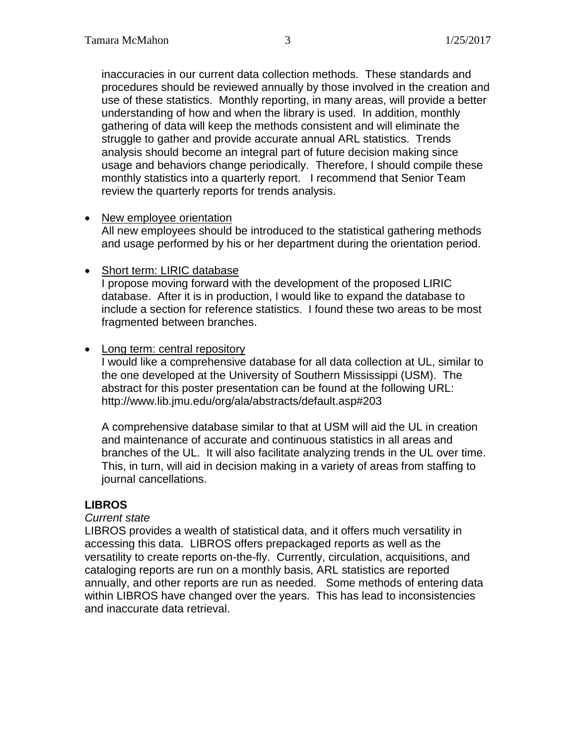inaccuracies in our current data collection methods. These standards and procedures should be reviewed annually by those involved in the creation and use of these statistics. Monthly reporting, in many areas, will provide a better understanding of how and when the library is used. In addition, monthly gathering of data will keep the methods consistent and will eliminate the struggle to gather and provide accurate annual ARL statistics. Trends analysis should become an integral part of future decision making since usage and behaviors change periodically. Therefore, I should compile these monthly statistics into a quarterly report. I recommend that Senior Team review the quarterly reports for trends analysis.

- <u>New employee orientation</u>
  All new employees should be introduced to the statistical gathering methods and usage performed by his or her department during the orientation period.

- <u>Short term: LIRIC database</u>
  I propose moving forward with the development of the proposed LIRIC database. After it is in production, I would like to expand the database to include a section for reference statistics. I found these two areas to be most fragmented between branches.

- <u>Long term: central repository</u>
  I would like a comprehensive database for all data collection at UL, similar to the one developed at the University of Southern Mississippi (USM). The abstract for this poster presentation can be found at the following URL: http://www.lib.jmu.edu/org/ala/abstracts/default.asp#203

  A comprehensive database similar to that at USM will aid the UL in creation and maintenance of accurate and continuous statistics in all areas and branches of the UL. It will also facilitate analyzing trends in the UL over time. This, in turn, will aid in decision making in a variety of areas from staffing to journal cancellations.

**LIBROS**

*Current state*

LIBROS provides a wealth of statistical data, and it offers much versatility in accessing this data. LIBROS offers prepackaged reports as well as the versatility to create reports on-the-fly. Currently, circulation, acquisitions, and cataloging reports are run on a monthly basis, ARL statistics are reported annually, and other reports are run as needed. Some methods of entering data within LIBROS have changed over the years. This has lead to inconsistencies and inaccurate data retrieval.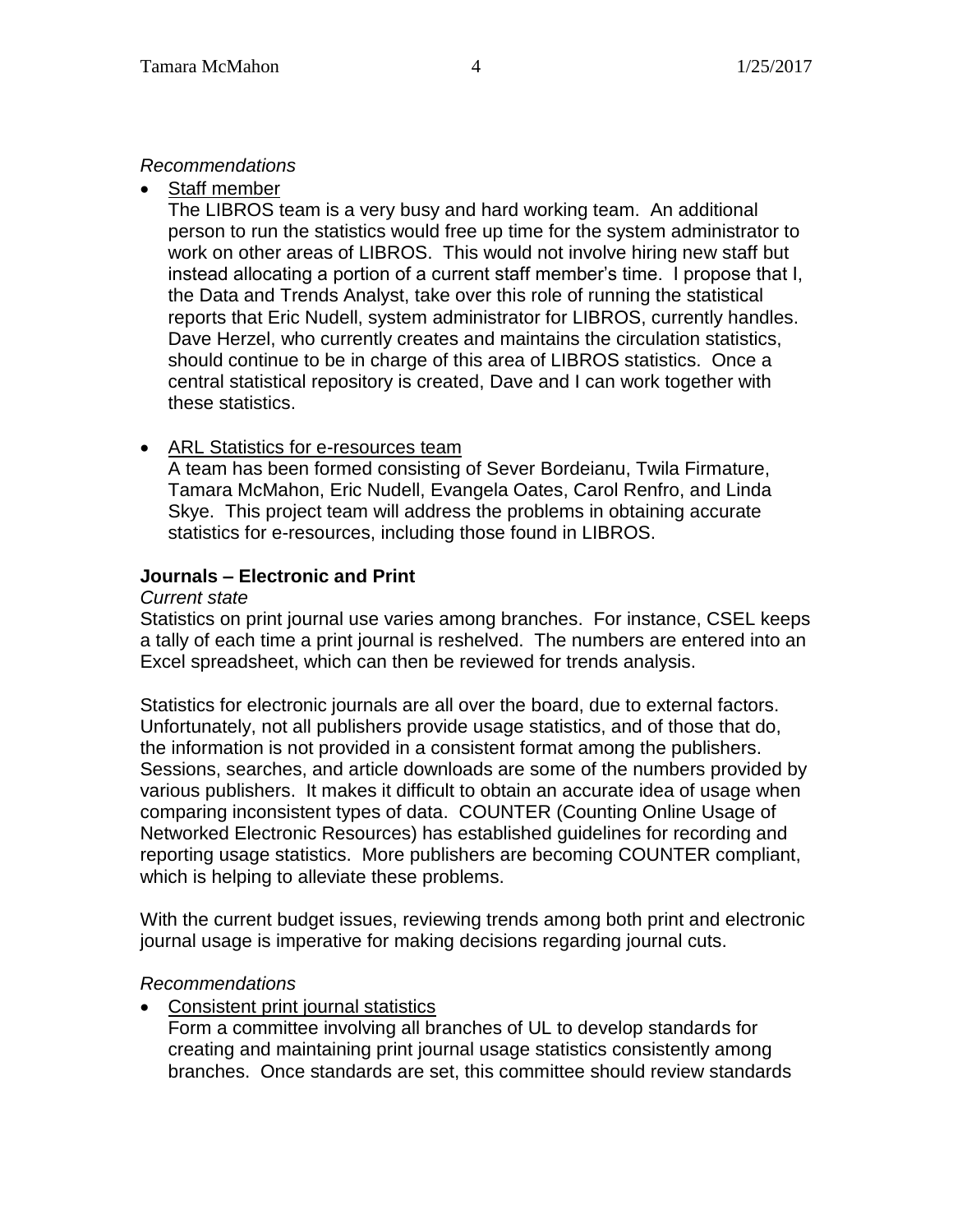*Recommendations*

- Staff member
  The LIBROS team is a very busy and hard working team. An additional person to run the statistics would free up time for the system administrator to work on other areas of LIBROS. This would not involve hiring new staff but instead allocating a portion of a current staff member's time. I propose that I, the Data and Trends Analyst, take over this role of running the statistical reports that Eric Nudell, system administrator for LIBROS, currently handles. Dave Herzel, who currently creates and maintains the circulation statistics, should continue to be in charge of this area of LIBROS statistics. Once a central statistical repository is created, Dave and I can work together with these statistics.

- ARL Statistics for e-resources team
  A team has been formed consisting of Sever Bordeianu, Twila Firmature, Tamara McMahon, Eric Nudell, Evangela Oates, Carol Renfro, and Linda Skye. This project team will address the problems in obtaining accurate statistics for e-resources, including those found in LIBROS.

**Journals – Electronic and Print**

*Current state*

Statistics on print journal use varies among branches. For instance, CSEL keeps a tally of each time a print journal is reshelved. The numbers are entered into an Excel spreadsheet, which can then be reviewed for trends analysis.

Statistics for electronic journals are all over the board, due to external factors. Unfortunately, not all publishers provide usage statistics, and of those that do, the information is not provided in a consistent format among the publishers. Sessions, searches, and article downloads are some of the numbers provided by various publishers. It makes it difficult to obtain an accurate idea of usage when comparing inconsistent types of data. COUNTER (Counting Online Usage of Networked Electronic Resources) has established guidelines for recording and reporting usage statistics. More publishers are becoming COUNTER compliant, which is helping to alleviate these problems.

With the current budget issues, reviewing trends among both print and electronic journal usage is imperative for making decisions regarding journal cuts.

*Recommendations*

- Consistent print journal statistics
  Form a committee involving all branches of UL to develop standards for creating and maintaining print journal usage statistics consistently among branches. Once standards are set, this committee should review standards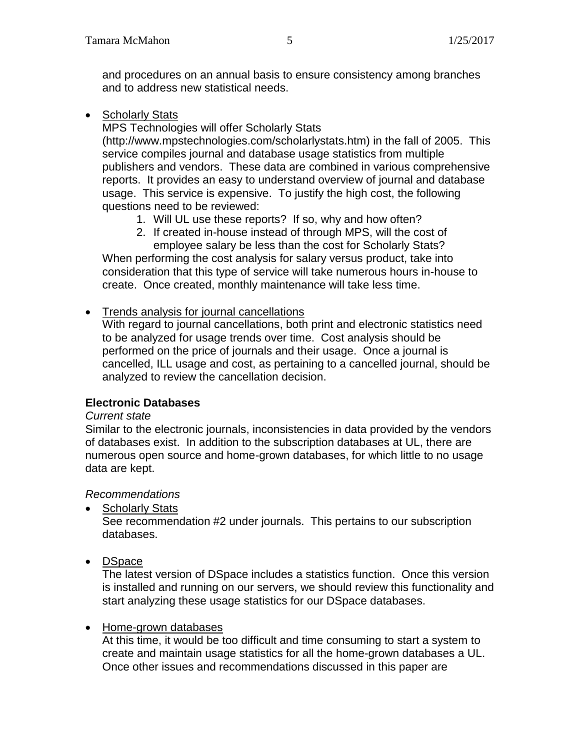and procedures on an annual basis to ensure consistency among branches and to address new statistical needs.

- Scholarly Stats
  MPS Technologies will offer Scholarly Stats (http://www.mpstechnologies.com/scholarlystats.htm) in the fall of 2005. This service compiles journal and database usage statistics from multiple publishers and vendors. These data are combined in various comprehensive reports. It provides an easy to understand overview of journal and database usage. This service is expensive. To justify the high cost, the following questions need to be reviewed:
    1. Will UL use these reports? If so, why and how often?
    2. If created in-house instead of through MPS, will the cost of employee salary be less than the cost for Scholarly Stats?

  When performing the cost analysis for salary versus product, take into consideration that this type of service will take numerous hours in-house to create. Once created, monthly maintenance will take less time.

- Trends analysis for journal cancellations
  With regard to journal cancellations, both print and electronic statistics need to be analyzed for usage trends over time. Cost analysis should be performed on the price of journals and their usage. Once a journal is cancelled, ILL usage and cost, as pertaining to a cancelled journal, should be analyzed to review the cancellation decision.

**Electronic Databases**

*Current state*

Similar to the electronic journals, inconsistencies in data provided by the vendors of databases exist. In addition to the subscription databases at UL, there are numerous open source and home-grown databases, for which little to no usage data are kept.

*Recommendations*

- Scholarly Stats
  See recommendation #2 under journals. This pertains to our subscription databases.

- DSpace
  The latest version of DSpace includes a statistics function. Once this version is installed and running on our servers, we should review this functionality and start analyzing these usage statistics for our DSpace databases.

- Home-grown databases
  At this time, it would be too difficult and time consuming to start a system to create and maintain usage statistics for all the home-grown databases a UL. Once other issues and recommendations discussed in this paper are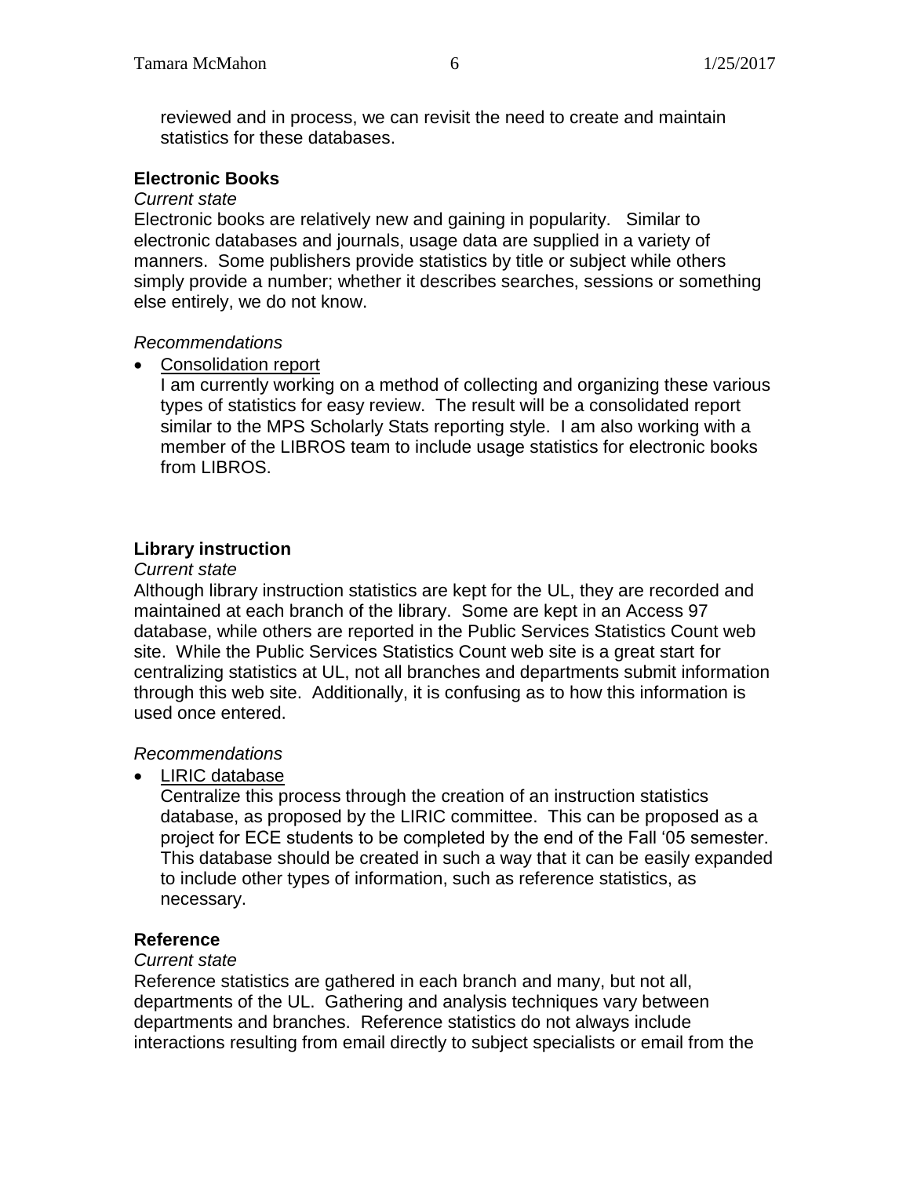reviewed and in process, we can revisit the need to create and maintain statistics for these databases.

### Electronic Books

*Current state*

Electronic books are relatively new and gaining in popularity. Similar to electronic databases and journals, usage data are supplied in a variety of manners. Some publishers provide statistics by title or subject while others simply provide a number; whether it describes searches, sessions or something else entirely, we do not know.

*Recommendations*

- <u>Consolidation report</u>

  I am currently working on a method of collecting and organizing these various types of statistics for easy review. The result will be a consolidated report similar to the MPS Scholarly Stats reporting style. I am also working with a member of the LIBROS team to include usage statistics for electronic books from LIBROS.

### Library instruction

*Current state*

Although library instruction statistics are kept for the UL, they are recorded and maintained at each branch of the library. Some are kept in an Access 97 database, while others are reported in the Public Services Statistics Count web site. While the Public Services Statistics Count web site is a great start for centralizing statistics at UL, not all branches and departments submit information through this web site. Additionally, it is confusing as to how this information is used once entered.

*Recommendations*

- <u>LIRIC database</u>

  Centralize this process through the creation of an instruction statistics database, as proposed by the LIRIC committee. This can be proposed as a project for ECE students to be completed by the end of the Fall '05 semester. This database should be created in such a way that it can be easily expanded to include other types of information, such as reference statistics, as necessary.

### Reference

*Current state*

Reference statistics are gathered in each branch and many, but not all, departments of the UL. Gathering and analysis techniques vary between departments and branches. Reference statistics do not always include interactions resulting from email directly to subject specialists or email from the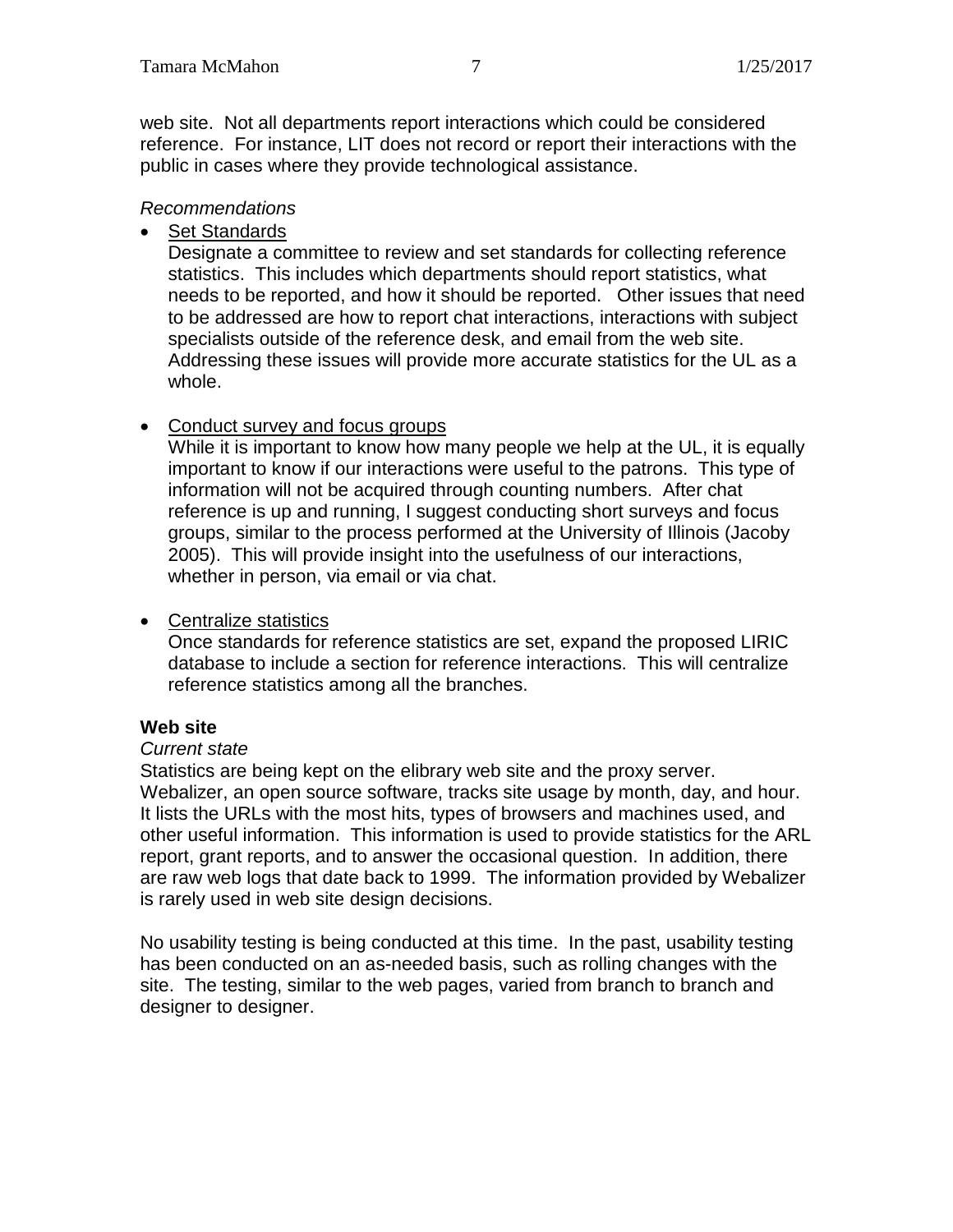web site. Not all departments report interactions which could be considered reference. For instance, LIT does not record or report their interactions with the public in cases where they provide technological assistance.

*Recommendations*

- Set Standards
  Designate a committee to review and set standards for collecting reference statistics. This includes which departments should report statistics, what needs to be reported, and how it should be reported. Other issues that need to be addressed are how to report chat interactions, interactions with subject specialists outside of the reference desk, and email from the web site. Addressing these issues will provide more accurate statistics for the UL as a whole.

- Conduct survey and focus groups
  While it is important to know how many people we help at the UL, it is equally important to know if our interactions were useful to the patrons. This type of information will not be acquired through counting numbers. After chat reference is up and running, I suggest conducting short surveys and focus groups, similar to the process performed at the University of Illinois (Jacoby 2005). This will provide insight into the usefulness of our interactions, whether in person, via email or via chat.

- Centralize statistics
  Once standards for reference statistics are set, expand the proposed LIRIC database to include a section for reference interactions. This will centralize reference statistics among all the branches.

**Web site**

*Current state*

Statistics are being kept on the elibrary web site and the proxy server. Webalizer, an open source software, tracks site usage by month, day, and hour. It lists the URLs with the most hits, types of browsers and machines used, and other useful information. This information is used to provide statistics for the ARL report, grant reports, and to answer the occasional question. In addition, there are raw web logs that date back to 1999. The information provided by Webalizer is rarely used in web site design decisions.

No usability testing is being conducted at this time. In the past, usability testing has been conducted on an as-needed basis, such as rolling changes with the site. The testing, similar to the web pages, varied from branch to branch and designer to designer.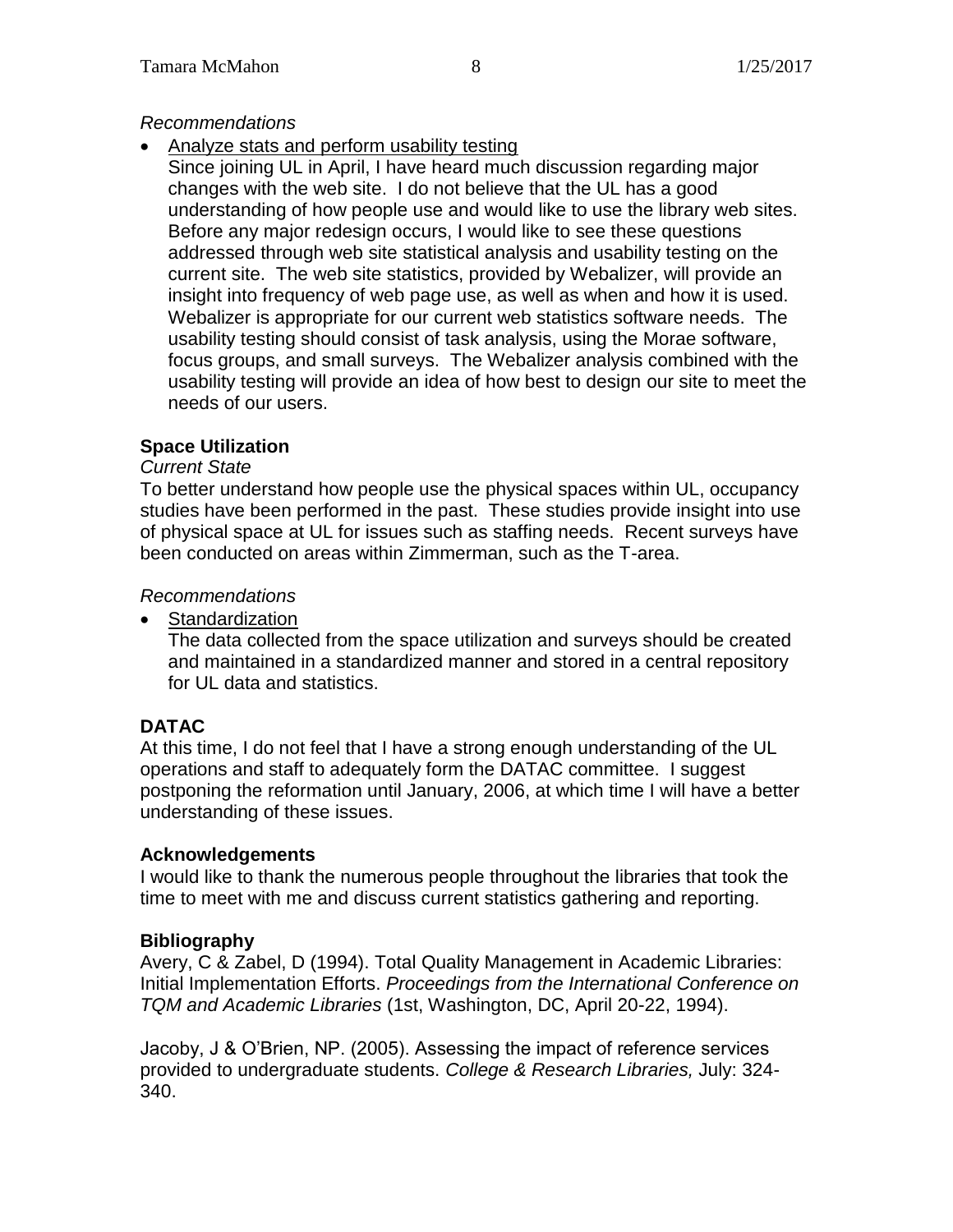*Recommendations*

- <u>Analyze stats and perform usability testing</u>
  Since joining UL in April, I have heard much discussion regarding major changes with the web site. I do not believe that the UL has a good understanding of how people use and would like to use the library web sites. Before any major redesign occurs, I would like to see these questions addressed through web site statistical analysis and usability testing on the current site. The web site statistics, provided by Webalizer, will provide an insight into frequency of web page use, as well as when and how it is used. Webalizer is appropriate for our current web statistics software needs. The usability testing should consist of task analysis, using the Morae software, focus groups, and small surveys. The Webalizer analysis combined with the usability testing will provide an idea of how best to design our site to meet the needs of our users.

### Space Utilization

*Current State*

To better understand how people use the physical spaces within UL, occupancy studies have been performed in the past. These studies provide insight into use of physical space at UL for issues such as staffing needs. Recent surveys have been conducted on areas within Zimmerman, such as the T-area.

*Recommendations*

- <u>Standardization</u>
  The data collected from the space utilization and surveys should be created and maintained in a standardized manner and stored in a central repository for UL data and statistics.

### DATAC

At this time, I do not feel that I have a strong enough understanding of the UL operations and staff to adequately form the DATAC committee. I suggest postponing the reformation until January, 2006, at which time I will have a better understanding of these issues.

### Acknowledgements

I would like to thank the numerous people throughout the libraries that took the time to meet with me and discuss current statistics gathering and reporting.

### Bibliography

Avery, C & Zabel, D (1994). Total Quality Management in Academic Libraries: Initial Implementation Efforts. *Proceedings from the International Conference on TQM and Academic Libraries* (1st, Washington, DC, April 20-22, 1994).

Jacoby, J & O'Brien, NP. (2005). Assessing the impact of reference services provided to undergraduate students. *College & Research Libraries,* July: 324-340.